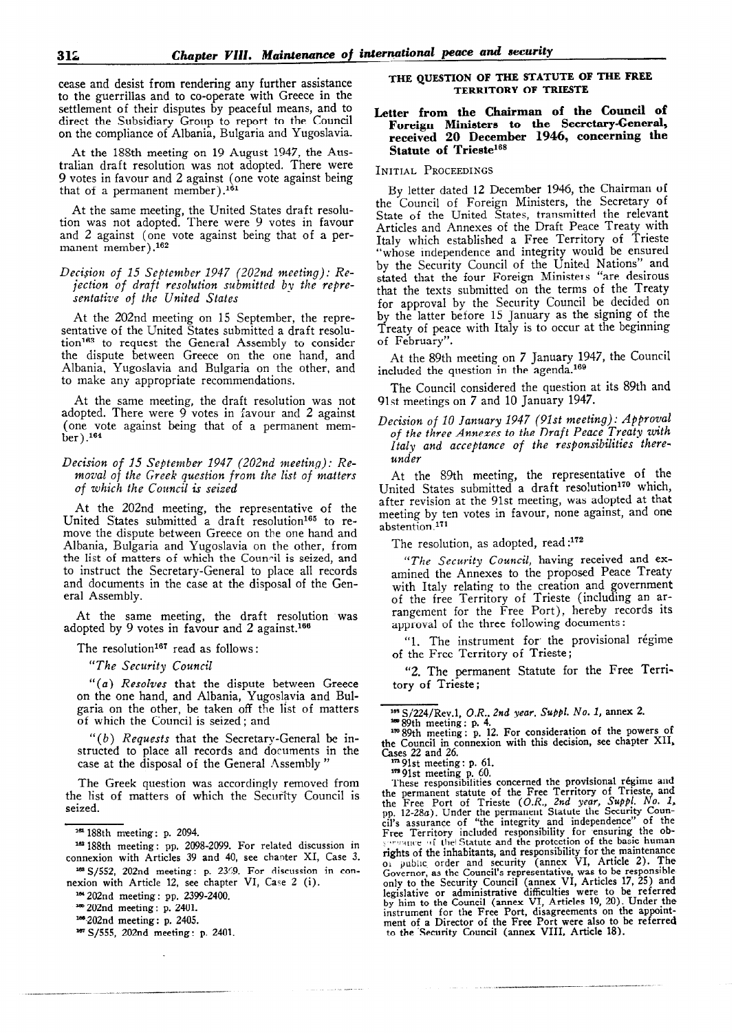cease and desist from rendering any further assistance to the guerrillas and to co-operate with Greece in the settlement of their disputes by peaceful means, and to direct the Subsidiary Group to report to the Council on the compliance of Albania, Bulgaria and Yugoslavia.

At the 188th meeting on 19 August 1947, the Australian draft resolution was not adopted. There were 9 votes in favour and 2 against (one vote against being that of a permanent member).[161]

At the same meeting, the United States draft resolution was not adopted. There were 9 votes in favour and 2 against (one vote against being that of a permanent member).[162]

*Decision of 15 September 1947 (202nd meeting): Rejection of draft resolution submitted by the representative of the United States*

At the 202nd meeting on 15 September, the representative of the United States submitted a draft resolution[163] to request the General Assembly to consider the dispute between Greece on the one hand, and Albania, Yugoslavia and Bulgaria on the other, and to make any appropriate recommendations.

At the same meeting, the draft resolution was not adopted. There were 9 votes in favour and 2 against (one vote against being that of a permanent member).[164]

*Decision of 15 September 1947 (202nd meeting): Removal of the Greek question from the list of matters of which the Council is seized*

At the 202nd meeting, the representative of the United States submitted a draft resolution[165] to remove the dispute between Greece on the one hand and Albania, Bulgaria and Yugoslavia on the other, from the list of matters of which the Council is seized, and to instruct the Secretary-General to place all records and documents in the case at the disposal of the General Assembly.

At the same meeting, the draft resolution was adopted by 9 votes in favour and 2 against.[166]

The resolution[167] read as follows:

*"The Security Council*

"(*a*) *Resolves* that the dispute between Greece on the one hand, and Albania, Yugoslavia and Bulgaria on the other, be taken off the list of matters of which the Council is seized; and

"(*b*) *Requests* that the Secretary-General be instructed to place all records and documents in the case at the disposal of the General Assembly"

The Greek question was accordingly removed from the list of matters of which the Security Council is seized.

## THE QUESTION OF THE STATUTE OF THE FREE TERRITORY OF TRIESTE

### Letter from the Chairman of the Council of Foreign Ministers to the Secretary-General, received 20 December 1946, concerning the Statute of Trieste[168]

INITIAL PROCEEDINGS

By letter dated 12 December 1946, the Chairman of the Council of Foreign Ministers, the Secretary of State of the United States, transmitted the relevant Articles and Annexes of the Draft Peace Treaty with Italy which established a Free Territory of Trieste "whose independence and integrity would be ensured by the Security Council of the United Nations" and stated that the four Foreign Ministers "are desirous that the texts submitted on the terms of the Treaty for approval by the Security Council be decided on by the latter before 15 January as the signing of the Treaty of peace with Italy is to occur at the beginning of February".

At the 89th meeting on 7 January 1947, the Council included the question in the agenda.[169]

The Council considered the question at its 89th and 91st meetings on 7 and 10 January 1947.

*Decision of 10 January 1947 (91st meeting): Approval of the three Annexes to the Draft Peace Treaty with Italy and acceptance of the responsibilities thereunder*

At the 89th meeting, the representative of the United States submitted a draft resolution[170] which, after revision at the 91st meeting, was adopted at that meeting by ten votes in favour, none against, and one abstention.[171]

The resolution, as adopted, read:[172]

"*The Security Council*, having received and examined the Annexes to the proposed Peace Treaty with Italy relating to the creation and government of the free Territory of Trieste (including an arrangement for the Free Port), hereby records its approval of the three following documents:

"1. The instrument for the provisional régime of the Free Territory of Trieste;

"2. The permanent Statute for the Free Territory of Trieste;

---

[161] 188th meeting: p. 2094.

[162] 188th meeting: pp. 2098-2099. For related discussion in connexion with Articles 39 and 40, see chapter XI, Case 3.

[163] S/552, 202nd meeting: p. 2399. For discussion in connexion with Article 12, see chapter VI, Case 2 (i).

[164] 202nd meeting: pp. 2399-2400.

[165] 202nd meeting: p. 2401.

[166] 202nd meeting: p. 2405.

[167] S/555, 202nd meeting: p. 2401.

[168] S/224/Rev.1, *O.R., 2nd year, Suppl. No. 1*, annex 2.

[169] 89th meeting: p. 4.

[170] 89th meeting: p. 12. For consideration of the powers of the Council in connexion with this decision, see chapter XII, Cases 22 and 26.

[171] 91st meeting: p. 61.

[172] 91st meeting p. 60.
These responsibilities concerned the provisional régime and the permanent statute of the Free Territory of Trieste, and the Free Port of Trieste (*O.R., 2nd year, Suppl. No. 1*, pp. 12-28*a*). Under the permanent Statute the Security Council's assurance of "the integrity and independence" of the Free Territory included responsibility for ensuring the observance of the Statute and the protection of the basic human rights of the inhabitants, and responsibility for the maintenance of public order and security (annex VI, Article 2). The Governor, as the Council's representative, was to be responsible only to the Security Council (annex VI, Articles 17, 25) and legislative or administrative difficulties were to be referred by him to the Council (annex VI, Articles 19, 20). Under the instrument for the Free Port, disagreements on the appointment of a Director of the Free Port were also to be referred to the Security Council (annex VIII, Article 18).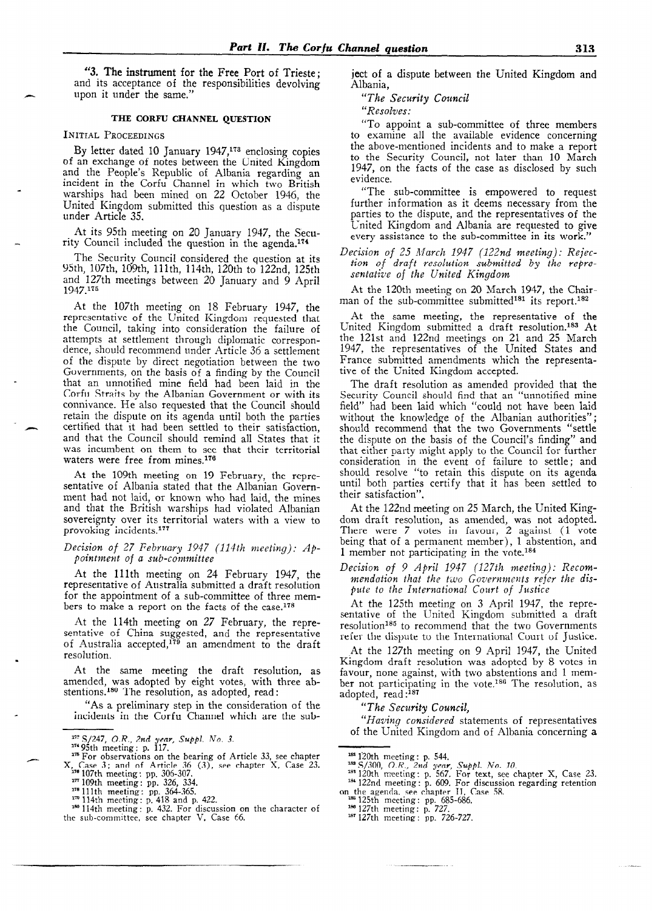"3. The instrument for the Free Port of Trieste; and its acceptance of the responsibilities devolving upon it under the same."

## THE CORFU CHANNEL QUESTION

### INITIAL PROCEEDINGS

By letter dated 10 January 1947,[173] enclosing copies of an exchange of notes between the United Kingdom and the People's Republic of Albania regarding an incident in the Corfu Channel in which two British warships had been mined on 22 October 1946, the United Kingdom submitted this question as a dispute under Article 35.

At its 95th meeting on 20 January 1947, the Security Council included the question in the agenda.[174]

The Security Council considered the question at its 95th, 107th, 109th, 111th, 114th, 120th to 122nd, 125th and 127th meetings between 20 January and 9 April 1947.[175]

At the 107th meeting on 18 February 1947, the representative of the United Kingdom requested that the Council, taking into consideration the failure of attempts at settlement through diplomatic correspondence, should recommend under Article 36 a settlement of the dispute by direct negotiation between the two Governments, on the basis of a finding by the Council that an unnotified mine field had been laid in the Corfu Straits by the Albanian Government or with its connivance. He also requested that the Council should retain the dispute on its agenda until both the parties certified that it had been settled to their satisfaction, and that the Council should remind all States that it was incumbent on them to see that their territorial waters were free from mines.[176]

At the 109th meeting on 19 February, the representative of Albania stated that the Albanian Government had not laid, or known who had laid, the mines and that the British warships had violated Albanian sovereignty over its territorial waters with a view to provoking incidents.[177]

*Decision of 27 February 1947 (114th meeting): Appointment of a sub-committee*

At the 111th meeting on 24 February 1947, the representative of Australia submitted a draft resolution for the appointment of a sub-committee of three members to make a report on the facts of the case.[178]

At the 114th meeting on 27 February, the representative of China suggested, and the representative of Australia accepted,[179] an amendment to the draft resolution.

At the same meeting the draft resolution, as amended, was adopted by eight votes, with three abstentions.[180] The resolution, as adopted, read:

"As a preliminary step in the consideration of the incidents in the Corfu Channel which are the subject of a dispute between the United Kingdom and Albania,

"*The Security Council*

"*Resolves:*

"To appoint a sub-committee of three members to examine all the available evidence concerning the above-mentioned incidents and to make a report to the Security Council, not later than 10 March 1947, on the facts of the case as disclosed by such evidence.

"The sub-committee is empowered to request further information as it deems necessary from the parties to the dispute, and the representatives of the United Kingdom and Albania are requested to give every assistance to the sub-committee in its work."

*Decision of 25 March 1947 (122nd meeting): Rejection of draft resolution submitted by the representative of the United Kingdom*

At the 120th meeting on 20 March 1947, the Chairman of the sub-committee submitted[181] its report.[182]

At the same meeting, the representative of the United Kingdom submitted a draft resolution.[183] At the 121st and 122nd meetings on 21 and 25 March 1947, the representatives of the United States and France submitted amendments which the representative of the United Kingdom accepted.

The draft resolution as amended provided that the Security Council should find that an "unnotified mine field" had been laid which "could not have been laid without the knowledge of the Albanian authorities"; should recommend that the two Governments "settle the dispute on the basis of the Council's finding" and that either party might apply to the Council for further consideration in the event of failure to settle; and should resolve "to retain this dispute on its agenda until both parties certify that it has been settled to their satisfaction".

At the 122nd meeting on 25 March, the United Kingdom draft resolution, as amended, was not adopted. There were 7 votes in favour, 2 against (1 vote being that of a permanent member), 1 abstention, and 1 member not participating in the vote.[184]

*Decision of 9 April 1947 (127th meeting): Recommendation that the two Governments refer the dispute to the International Court of Justice*

At the 125th meeting on 3 April 1947, the representative of the United Kingdom submitted a draft resolution[185] to recommend that the two Governments refer the dispute to the International Court of Justice.

At the 127th meeting on 9 April 1947, the United Kingdom draft resolution was adopted by 8 votes in favour, none against, with two abstentions and 1 member not participating in the vote.[186] The resolution, as adopted, read:[187]

"*The Security Council,*

"*Having considered* statements of representatives of the United Kingdom and of Albania concerning a

---

[173] S/247, O.R., 2nd year, Suppl. No. 3.

[174] 95th meeting: p. 117.

[175] For observations on the bearing of Article 33, see chapter X, Case 3; and of Article 36 (3), see chapter X, Case 23.

[176] 107th meeting: pp. 306-307.

[177] 109th meeting: pp. 326, 334.

[178] 111th meeting: pp. 364-365.

[179] 114th meeting: p. 418 and p. 422.

[180] 114th meeting: p. 432. For discussion on the character of the sub-committee, see chapter V, Case 66.

[181] 120th meeting: p. 544.

[182] S/300, O.R., 2nd year, Suppl. No. 10.

[183] 120th meeting: p. 567. For text, see chapter X, Case 23.

[184] 122nd meeting: p. 609. For discussion regarding retention on the agenda, see chapter II, Case 58.

[185] 125th meeting: pp. 685-686.

[186] 127th meeting: p. 727.

[187] 127th meeting: pp. 726-727.